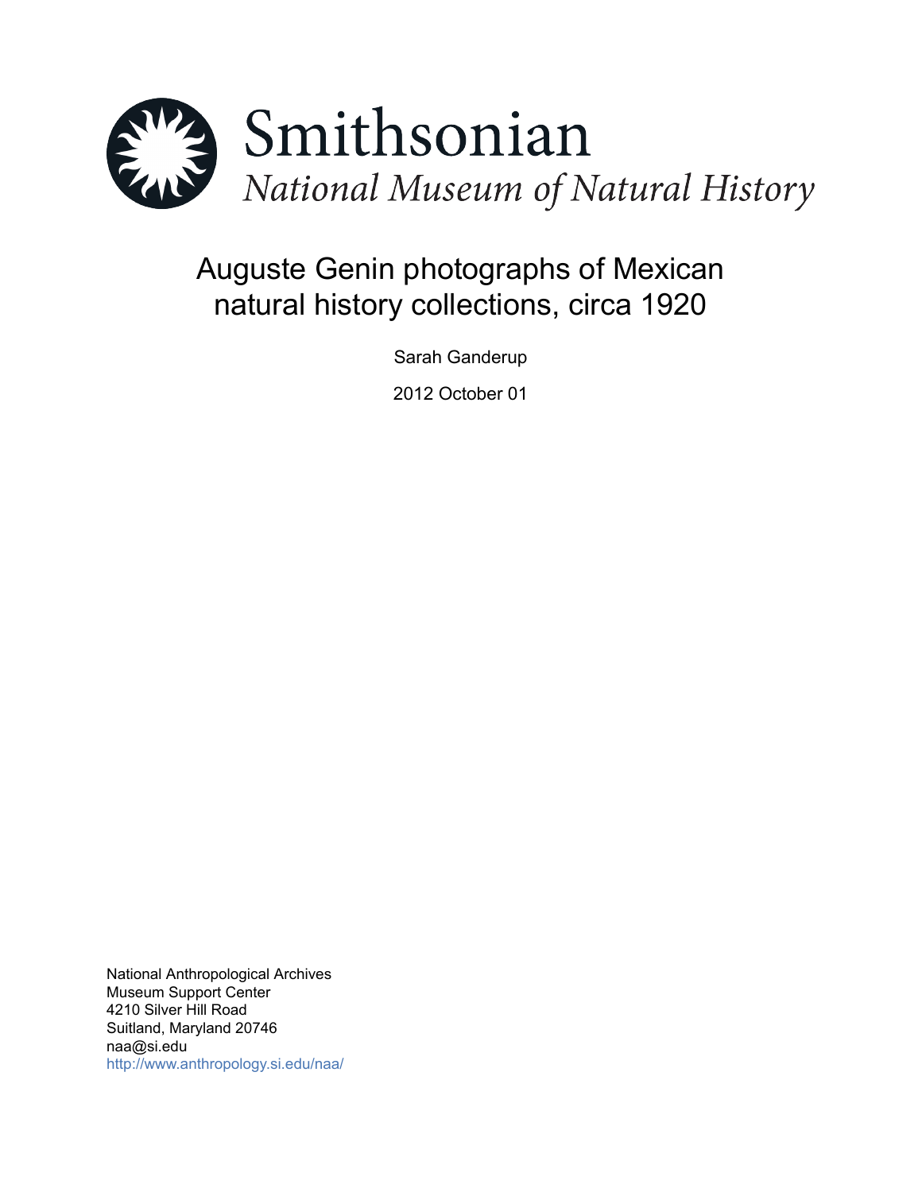Smithsonian

*National Museum of Natural History*

# Auguste Genin photographs of Mexican natural history collections, circa 1920

Sarah Ganderup

2012 October 01

National Anthropological Archives
Museum Support Center
4210 Silver Hill Road
Suitland, Maryland 20746
naa@si.edu
http://www.anthropology.si.edu/naa/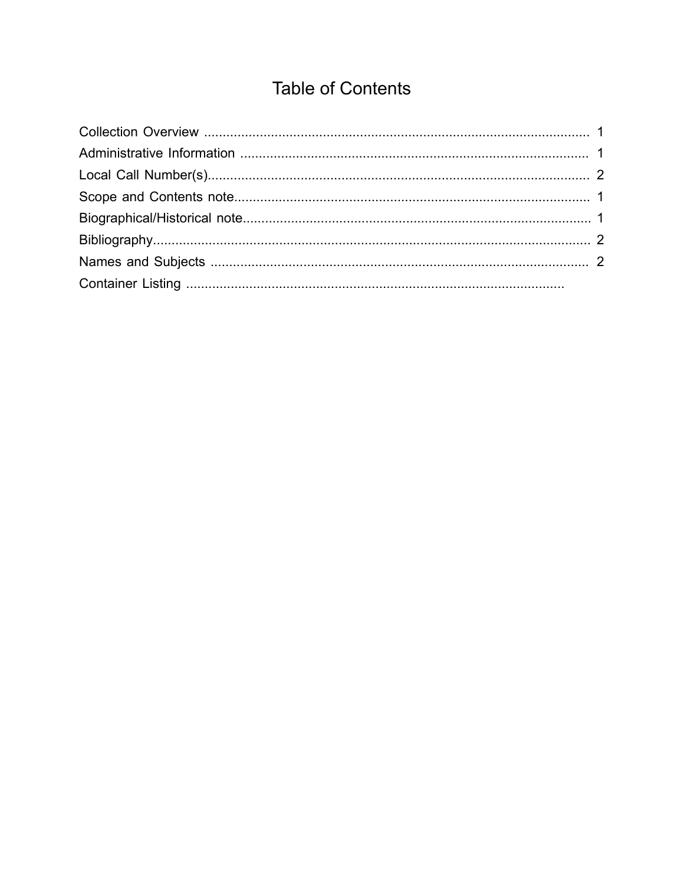# Table of Contents

Collection Overview ........................................................................................................ 1
Administrative Information .............................................................................................. 1
Local Call Number(s)....................................................................................................... 2
Scope and Contents note................................................................................................ 1
Biographical/Historical note............................................................................................. 1
Bibliography..................................................................................................................... 2
Names and Subjects ...................................................................................................... 2
Container Listing ......................................................................................................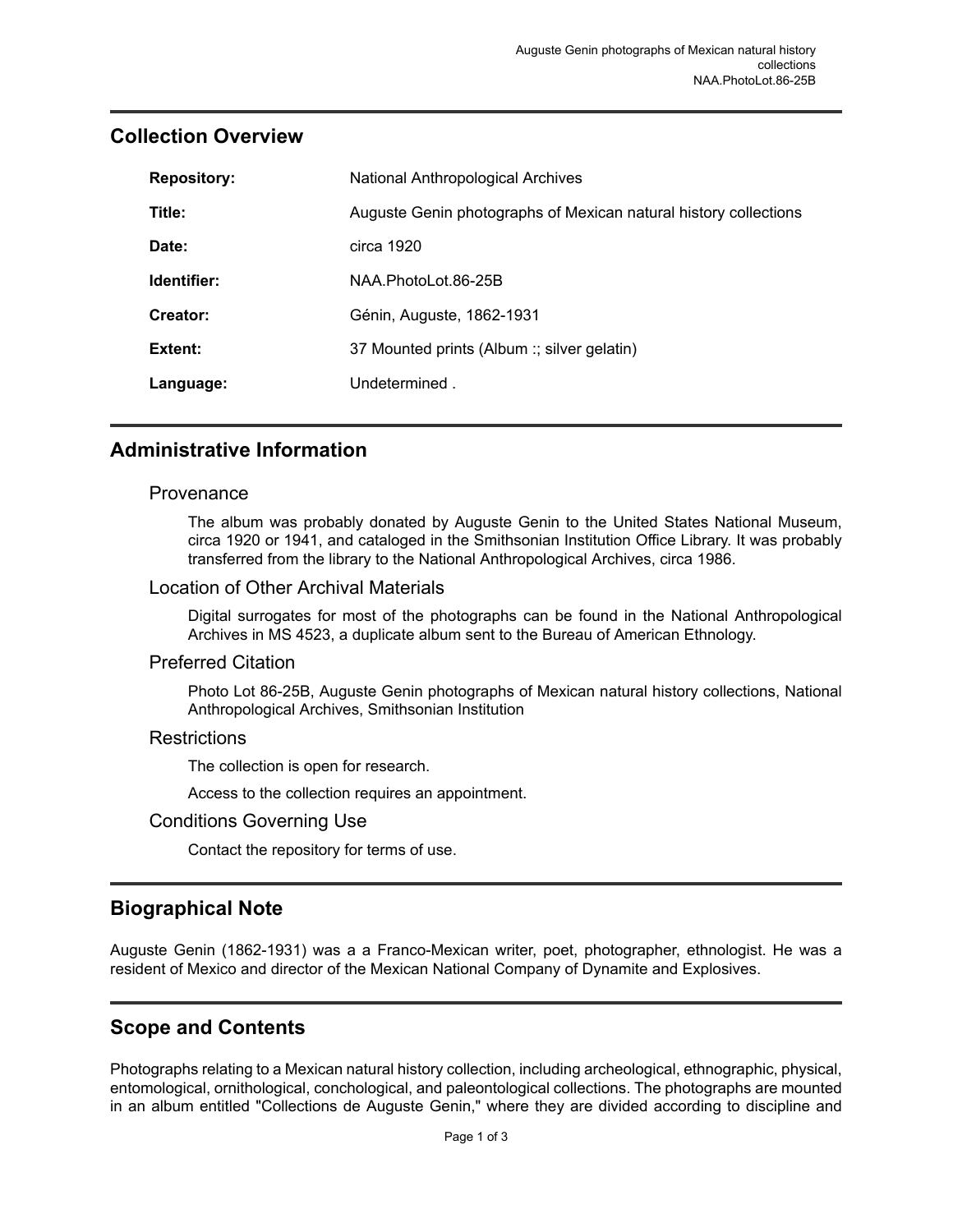## Collection Overview

| | |
|---|---|
| **Repository:** | National Anthropological Archives |
| **Title:** | Auguste Genin photographs of Mexican natural history collections |
| **Date:** | circa 1920 |
| **Identifier:** | NAA.PhotoLot.86-25B |
| **Creator:** | Génin, Auguste, 1862-1931 |
| **Extent:** | 37 Mounted prints (Album :; silver gelatin) |
| **Language:** | Undetermined . |

## Administrative Information

### Provenance

The album was probably donated by Auguste Genin to the United States National Museum, circa 1920 or 1941, and cataloged in the Smithsonian Institution Office Library. It was probably transferred from the library to the National Anthropological Archives, circa 1986.

### Location of Other Archival Materials

Digital surrogates for most of the photographs can be found in the National Anthropological Archives in MS 4523, a duplicate album sent to the Bureau of American Ethnology.

### Preferred Citation

Photo Lot 86-25B, Auguste Genin photographs of Mexican natural history collections, National Anthropological Archives, Smithsonian Institution

### Restrictions

The collection is open for research.

Access to the collection requires an appointment.

### Conditions Governing Use

Contact the repository for terms of use.

## Biographical Note

Auguste Genin (1862-1931) was a a Franco-Mexican writer, poet, photographer, ethnologist. He was a resident of Mexico and director of the Mexican National Company of Dynamite and Explosives.

## Scope and Contents

Photographs relating to a Mexican natural history collection, including archeological, ethnographic, physical, entomological, ornithological, conchological, and paleontological collections. The photographs are mounted in an album entitled "Collections de Auguste Genin," where they are divided according to discipline and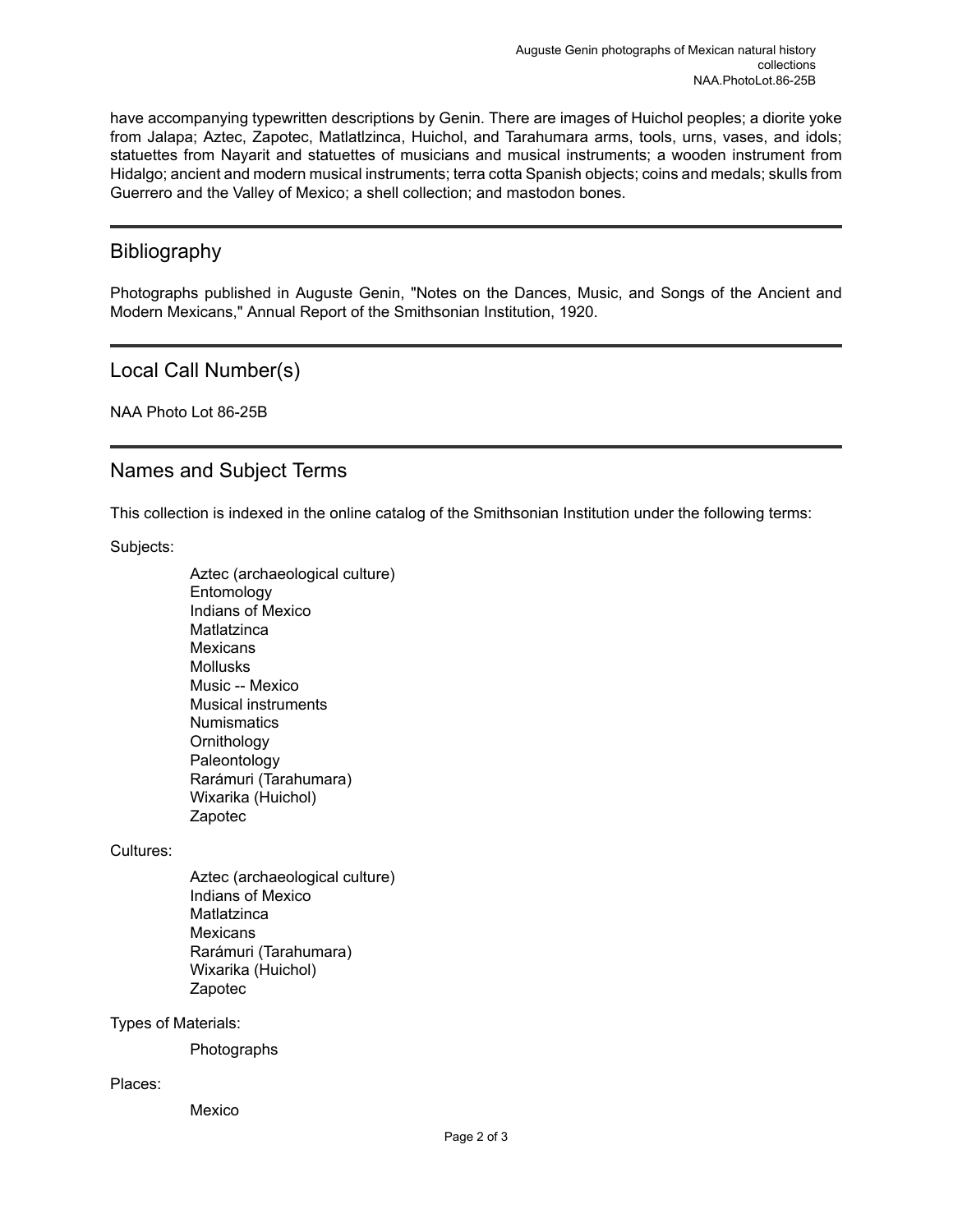have accompanying typewritten descriptions by Genin. There are images of Huichol peoples; a diorite yoke from Jalapa; Aztec, Zapotec, Matlatlzinca, Huichol, and Tarahumara arms, tools, urns, vases, and idols; statuettes from Nayarit and statuettes of musicians and musical instruments; a wooden instrument from Hidalgo; ancient and modern musical instruments; terra cotta Spanish objects; coins and medals; skulls from Guerrero and the Valley of Mexico; a shell collection; and mastodon bones.

## Bibliography

Photographs published in Auguste Genin, "Notes on the Dances, Music, and Songs of the Ancient and Modern Mexicans," Annual Report of the Smithsonian Institution, 1920.

## Local Call Number(s)

NAA Photo Lot 86-25B

## Names and Subject Terms

This collection is indexed in the online catalog of the Smithsonian Institution under the following terms:

Subjects:

- Aztec (archaeological culture)
- Entomology
- Indians of Mexico
- Matlatzinca
- Mexicans
- Mollusks
- Music -- Mexico
- Musical instruments
- Numismatics
- Ornithology
- Paleontology
- Rarámuri (Tarahumara)
- Wixarika (Huichol)
- Zapotec

Cultures:

- Aztec (archaeological culture)
- Indians of Mexico
- Matlatzinca
- Mexicans
- Rarámuri (Tarahumara)
- Wixarika (Huichol)
- Zapotec

Types of Materials:

- Photographs

Places:

- Mexico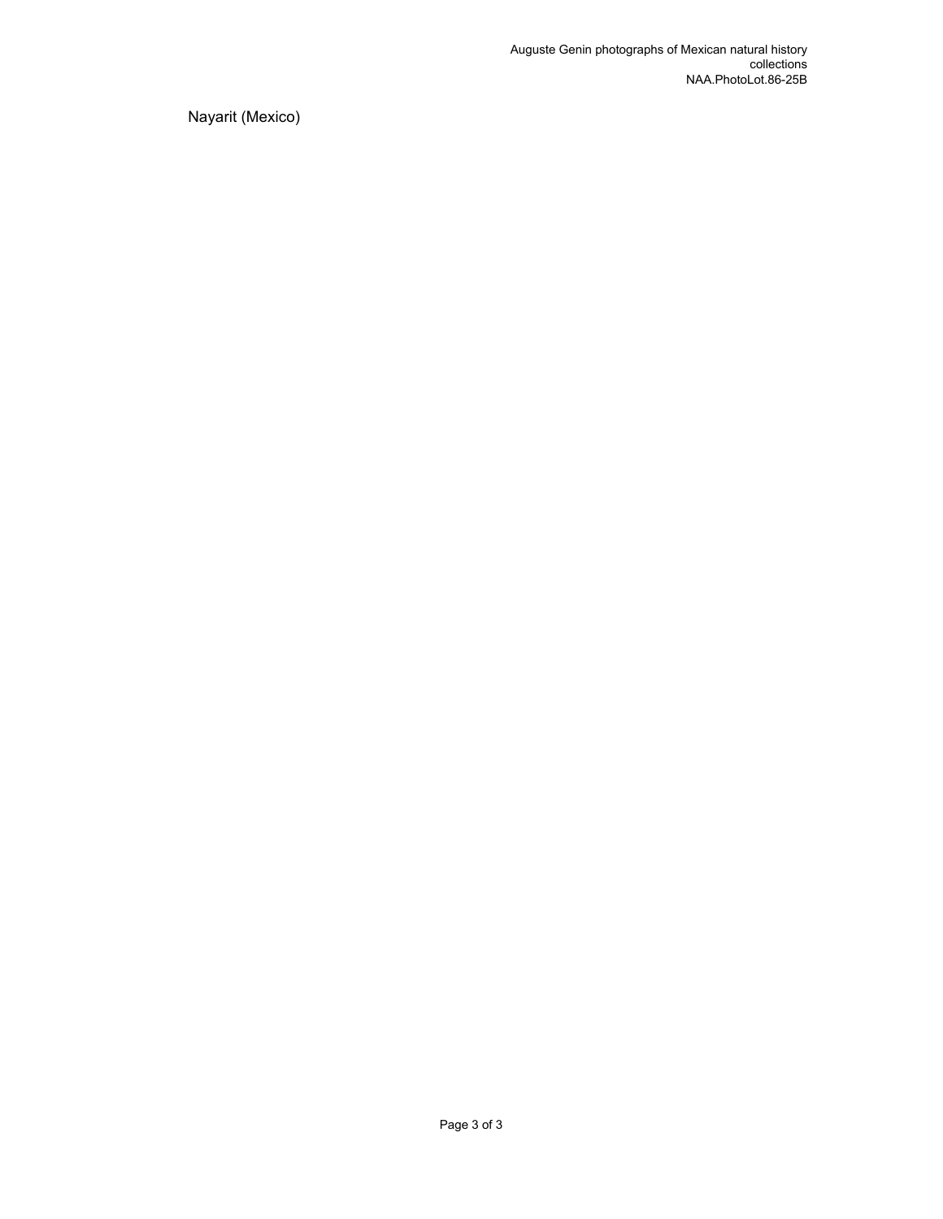Nayarit (Mexico)